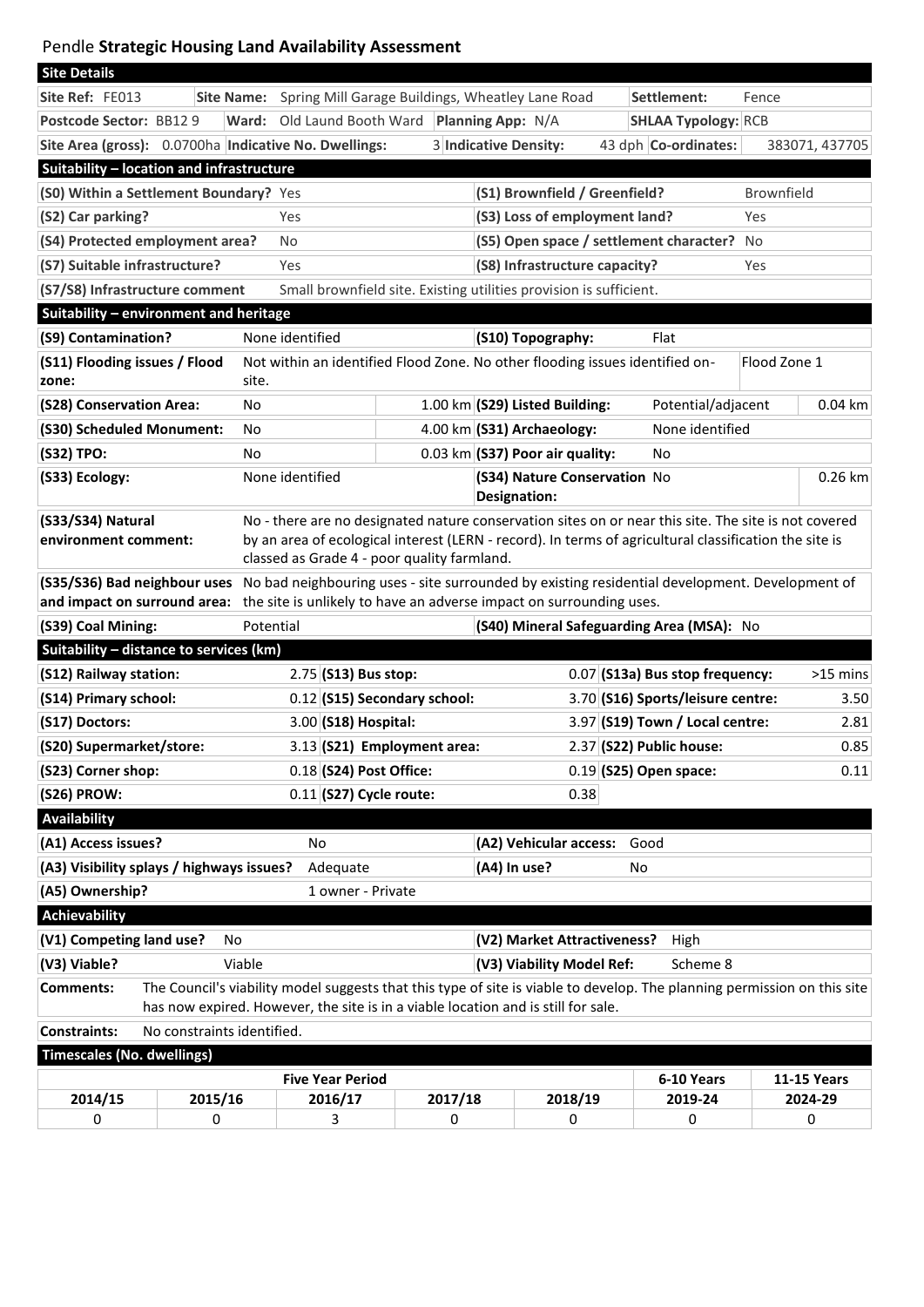# Pendle **Strategic Housing Land Availability Assessment**

## Site Details

| | | | |
|---|---|---|---|
| **Site Ref:** FE013 | **Site Name:** Spring Mill Garage Buildings, Wheatley Lane Road | **Settlement:** | Fence |
| **Postcode Sector:** BB12 9 | **Ward:** Old Laund Booth Ward **Planning App:** N/A | **SHLAA Typology:** | RCB |
| **Site Area (gross):** 0.0700ha | **Indicative No. Dwellings:** 3 **Indicative Density:** 43 dph | **Co-ordinates:** | 383071, 437705 |

## Suitability – location and infrastructure

| | | | |
|---|---|---|---|
| **(S0) Within a Settlement Boundary?** | Yes | **(S1) Brownfield / Greenfield?** | Brownfield |
| **(S2) Car parking?** | Yes | **(S3) Loss of employment land?** | Yes |
| **(S4) Protected employment area?** | No | **(S5) Open space / settlement character?** | No |
| **(S7) Suitable infrastructure?** | Yes | **(S8) Infrastructure capacity?** | Yes |
| **(S7/S8) Infrastructure comment** | Small brownfield site. Existing utilities provision is sufficient. | | |

## Suitability – environment and heritage

| | | | | | |
|---|---|---|---|---|---|
| **(S9) Contamination?** | None identified | | **(S10) Topography:** | Flat | |
| **(S11) Flooding issues / Flood zone:** | Not within an identified Flood Zone. No other flooding issues identified on-site. | | | | Flood Zone 1 |
| **(S28) Conservation Area:** | No | 1.00 km | **(S29) Listed Building:** | Potential/adjacent | 0.04 km |
| **(S30) Scheduled Monument:** | No | 4.00 km | **(S31) Archaeology:** | None identified | |
| **(S32) TPO:** | No | 0.03 km | **(S37) Poor air quality:** | No | |
| **(S33) Ecology:** | None identified | | **(S34) Nature Conservation Designation:** | No | 0.26 km |

**(S33/S34) Natural environment comment:** No - there are no designated nature conservation sites on or near this site. The site is not covered by an area of ecological interest (LERN - record). In terms of agricultural classification the site is classed as Grade 4 - poor quality farmland.

**(S35/S36) Bad neighbour uses and impact on surround area:** No bad neighbouring uses - site surrounded by existing residential development. Development of the site is unlikely to have an adverse impact on surrounding uses.

| | | | |
|---|---|---|---|
| **(S39) Coal Mining:** | Potential | **(S40) Mineral Safeguarding Area (MSA):** | No |

## Suitability – distance to services (km)

| | | | | | |
|---|---|---|---|---|---|
| **(S12) Railway station:** | 2.75 | **(S13) Bus stop:** | 0.07 | **(S13a) Bus stop frequency:** | >15 mins |
| **(S14) Primary school:** | 0.12 | **(S15) Secondary school:** | 3.70 | **(S16) Sports/leisure centre:** | 3.50 |
| **(S17) Doctors:** | 3.00 | **(S18) Hospital:** | 3.97 | **(S19) Town / Local centre:** | 2.81 |
| **(S20) Supermarket/store:** | 3.13 | **(S21) Employment area:** | 2.37 | **(S22) Public house:** | 0.85 |
| **(S23) Corner shop:** | 0.18 | **(S24) Post Office:** | 0.19 | **(S25) Open space:** | 0.11 |
| **(S26) PROW:** | 0.11 | **(S27) Cycle route:** | 0.38 | | |

## Availability

| | | | |
|---|---|---|---|
| **(A1) Access issues?** | No | **(A2) Vehicular access:** | Good |
| **(A3) Visibility splays / highways issues?** | Adequate | **(A4) In use?** | No |
| **(A5) Ownership?** | 1 owner - Private | | |

## Achievability

| | | | |
|---|---|---|---|
| **(V1) Competing land use?** | No | **(V2) Market Attractiveness?** | High |
| **(V3) Viable?** | Viable | **(V3) Viability Model Ref:** | Scheme 8 |

**Comments:** The Council's viability model suggests that this type of site is viable to develop. The planning permission on this site has now expired. However, the site is in a viable location and is still for sale.

**Constraints:** No constraints identified.

## Timescales (No. dwellings)

| Five Year Period | | | | | 6-10 Years | 11-15 Years |
|---|---|---|---|---|---|---|
| 2014/15 | 2015/16 | 2016/17 | 2017/18 | 2018/19 | 2019-24 | 2024-29 |
| 0 | 0 | 3 | 0 | 0 | 0 | 0 |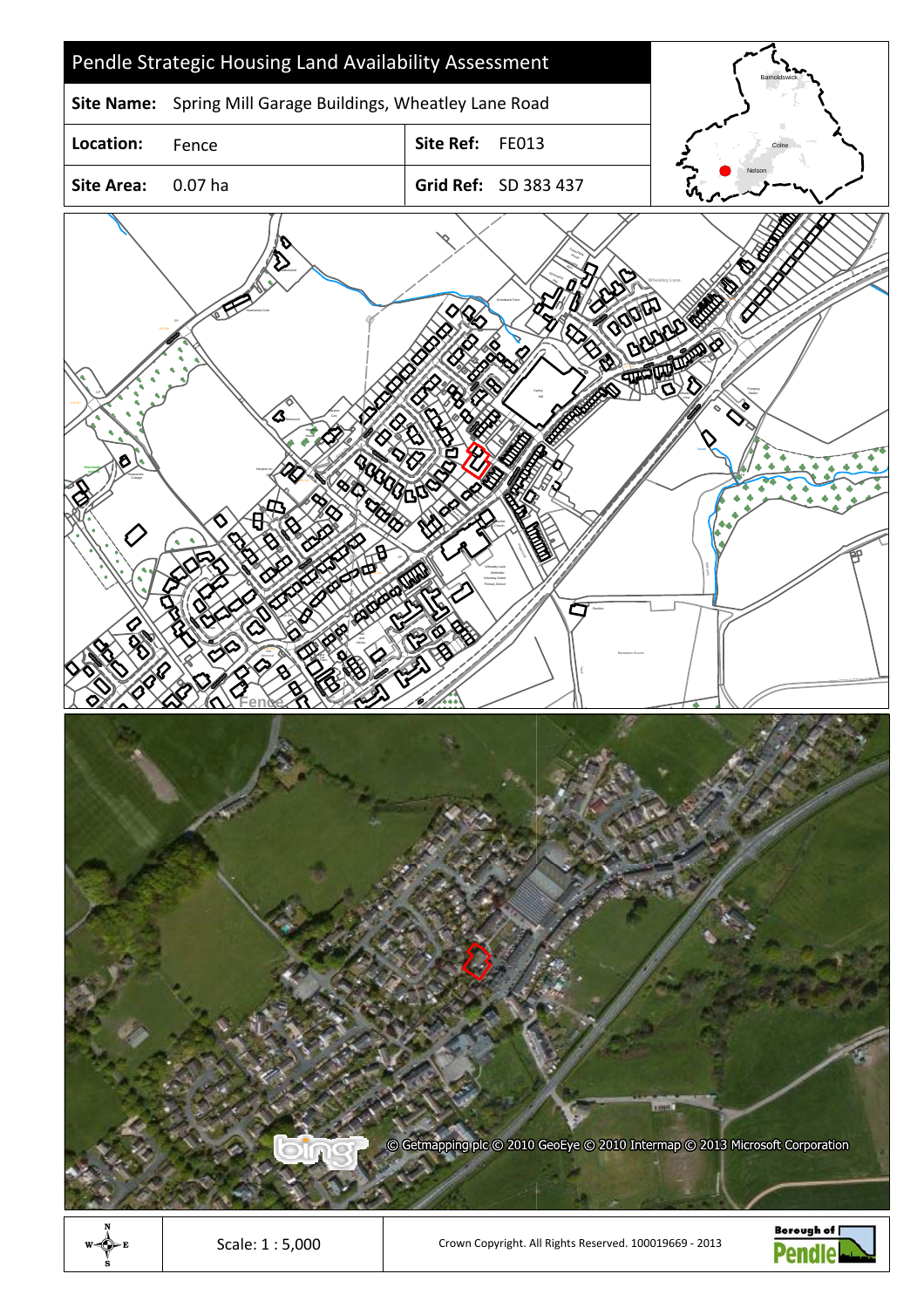# Pendle Strategic Housing Land Availability Assessment

| | | | |
|---|---|---|---|
| **Site Name:** | Spring Mill Garage Buildings, Wheatley Lane Road | | |
| **Location:** | Fence | **Site Ref:** | FE013 |
| **Site Area:** | 0.07 ha | **Grid Ref:** | SD 383 437 |

Barnoldswick

Colne

Nelson

Fence

© Getmapping plc © 2010 GeoEye © 2010 Intermap © 2013 Microsoft Corporation

Scale: 1 : 5,000

Crown Copyright. All Rights Reserved. 100019669 - 2013

Borough of Pendle